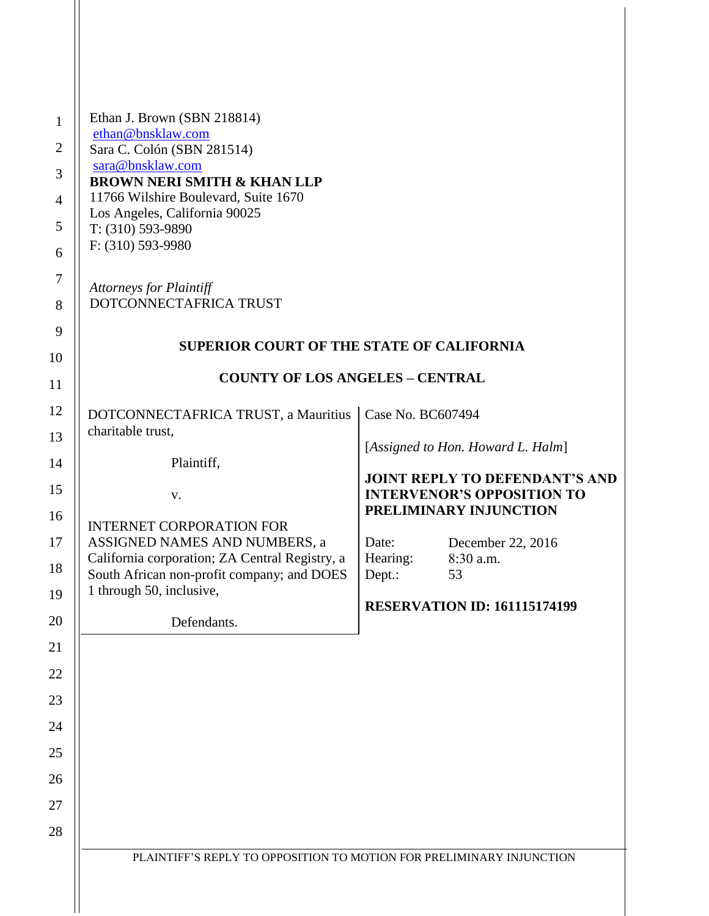Ethan J. Brown (SBN 218814)
ethan@bnsklaw.com
Sara C. Colón (SBN 281514)
sara@bnsklaw.com
**BROWN NERI SMITH & KHAN LLP**
11766 Wilshire Boulevard, Suite 1670
Los Angeles, California 90025
T: (310) 593-9890
F: (310) 593-9980

*Attorneys for Plaintiff*
DOTCONNECTAFRICA TRUST

**SUPERIOR COURT OF THE STATE OF CALIFORNIA**

**COUNTY OF LOS ANGELES – CENTRAL**

| | |
|---|---|
| DOTCONNECTAFRICA TRUST, a Mauritius charitable trust,<br><br>Plaintiff,<br><br>v.<br><br>INTERNET CORPORATION FOR ASSIGNED NAMES AND NUMBERS, a California corporation; ZA Central Registry, a South African non-profit company; and DOES 1 through 50, inclusive,<br><br>Defendants. | Case No. BC607494<br><br>[*Assigned to Hon. Howard L. Halm*]<br><br>**JOINT REPLY TO DEFENDANT'S AND INTERVENOR'S OPPOSITION TO PRELIMINARY INJUNCTION**<br><br>Date: December 22, 2016<br>Hearing: 8:30 a.m.<br>Dept.: 53<br><br>**RESERVATION ID: 161115174199** |

PLAINTIFF'S REPLY TO OPPOSITION TO MOTION FOR PRELIMINARY INJUNCTION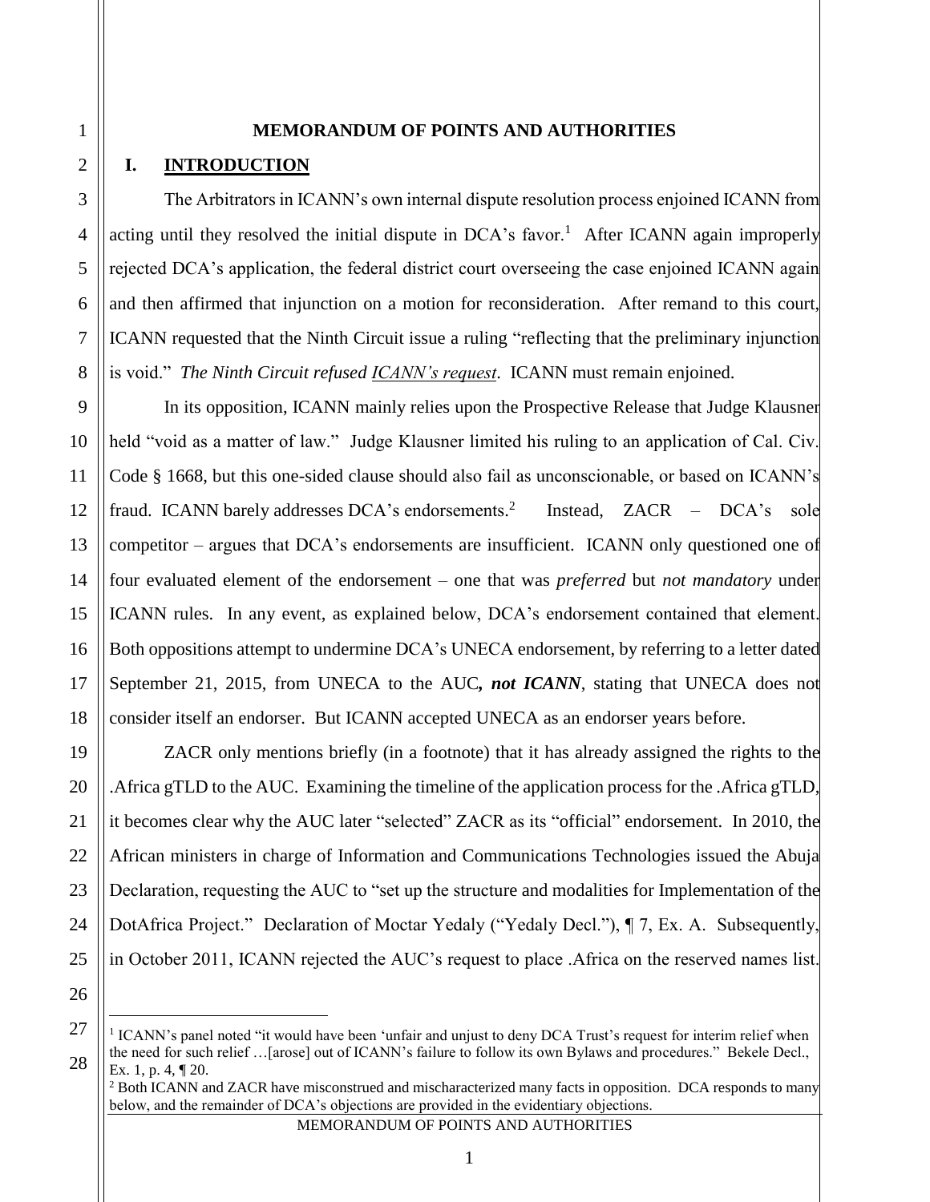# MEMORANDUM OF POINTS AND AUTHORITIES

## I. INTRODUCTION

The Arbitrators in ICANN's own internal dispute resolution process enjoined ICANN from acting until they resolved the initial dispute in DCA's favor.[1] After ICANN again improperly rejected DCA's application, the federal district court overseeing the case enjoined ICANN again and then affirmed that injunction on a motion for reconsideration. After remand to this court, ICANN requested that the Ninth Circuit issue a ruling "reflecting that the preliminary injunction is void." *The Ninth Circuit refused ICANN's request*. ICANN must remain enjoined.

In its opposition, ICANN mainly relies upon the Prospective Release that Judge Klausner held "void as a matter of law." Judge Klausner limited his ruling to an application of Cal. Civ. Code § 1668, but this one-sided clause should also fail as unconscionable, or based on ICANN's fraud. ICANN barely addresses DCA's endorsements.[2] Instead, ZACR – DCA's sole competitor – argues that DCA's endorsements are insufficient. ICANN only questioned one of four evaluated element of the endorsement – one that was *preferred* but *not mandatory* under ICANN rules. In any event, as explained below, DCA's endorsement contained that element. Both oppositions attempt to undermine DCA's UNECA endorsement, by referring to a letter dated September 21, 2015, from UNECA to the AUC***, not ICANN***, stating that UNECA does not consider itself an endorser. But ICANN accepted UNECA as an endorser years before.

ZACR only mentions briefly (in a footnote) that it has already assigned the rights to the .Africa gTLD to the AUC. Examining the timeline of the application process for the .Africa gTLD, it becomes clear why the AUC later "selected" ZACR as its "official" endorsement. In 2010, the African ministers in charge of Information and Communications Technologies issued the Abuja Declaration, requesting the AUC to "set up the structure and modalities for Implementation of the DotAfrica Project." Declaration of Moctar Yedaly ("Yedaly Decl."), ¶ 7, Ex. A. Subsequently, in October 2011, ICANN rejected the AUC's request to place .Africa on the reserved names list.

---

[1] ICANN's panel noted "it would have been 'unfair and unjust to deny DCA Trust's request for interim relief when the need for such relief …[arose] out of ICANN's failure to follow its own Bylaws and procedures." Bekele Decl., Ex. 1, p. 4, ¶ 20.

[2] Both ICANN and ZACR have misconstrued and mischaracterized many facts in opposition. DCA responds to many below, and the remainder of DCA's objections are provided in the evidentiary objections.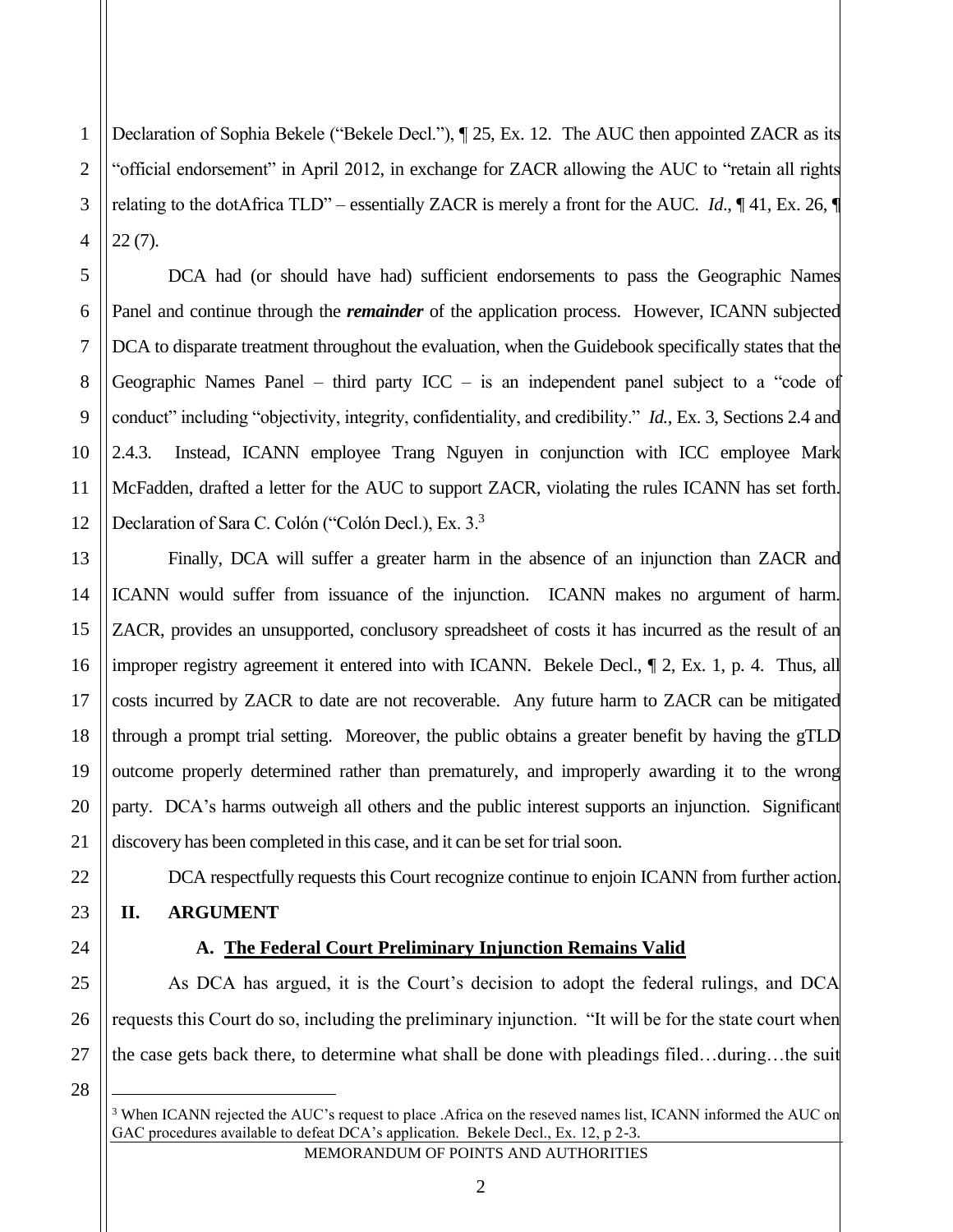Declaration of Sophia Bekele ("Bekele Decl."), ¶ 25, Ex. 12. The AUC then appointed ZACR as its "official endorsement" in April 2012, in exchange for ZACR allowing the AUC to "retain all rights relating to the dotAfrica TLD" – essentially ZACR is merely a front for the AUC. *Id*., ¶ 41, Ex. 26, ¶ 22 (7).

DCA had (or should have had) sufficient endorsements to pass the Geographic Names Panel and continue through the ***remainder*** of the application process. However, ICANN subjected DCA to disparate treatment throughout the evaluation, when the Guidebook specifically states that the Geographic Names Panel – third party ICC – is an independent panel subject to a "code of conduct" including "objectivity, integrity, confidentiality, and credibility." *Id.*, Ex. 3, Sections 2.4 and 2.4.3. Instead, ICANN employee Trang Nguyen in conjunction with ICC employee Mark McFadden, drafted a letter for the AUC to support ZACR, violating the rules ICANN has set forth. Declaration of Sara C. Colón ("Colón Decl.), Ex. 3.[3]

Finally, DCA will suffer a greater harm in the absence of an injunction than ZACR and ICANN would suffer from issuance of the injunction. ICANN makes no argument of harm. ZACR, provides an unsupported, conclusory spreadsheet of costs it has incurred as the result of an improper registry agreement it entered into with ICANN. Bekele Decl., ¶ 2, Ex. 1, p. 4. Thus, all costs incurred by ZACR to date are not recoverable. Any future harm to ZACR can be mitigated through a prompt trial setting. Moreover, the public obtains a greater benefit by having the gTLD outcome properly determined rather than prematurely, and improperly awarding it to the wrong party. DCA's harms outweigh all others and the public interest supports an injunction. Significant discovery has been completed in this case, and it can be set for trial soon.

DCA respectfully requests this Court recognize continue to enjoin ICANN from further action.

## II. ARGUMENT

### A. <u>The Federal Court Preliminary Injunction Remains Valid</u>

As DCA has argued, it is the Court's decision to adopt the federal rulings, and DCA requests this Court do so, including the preliminary injunction. "It will be for the state court when the case gets back there, to determine what shall be done with pleadings filed…during…the suit

---

[3] When ICANN rejected the AUC's request to place .Africa on the reseved names list, ICANN informed the AUC on GAC procedures available to defeat DCA's application. Bekele Decl., Ex. 12, p 2-3.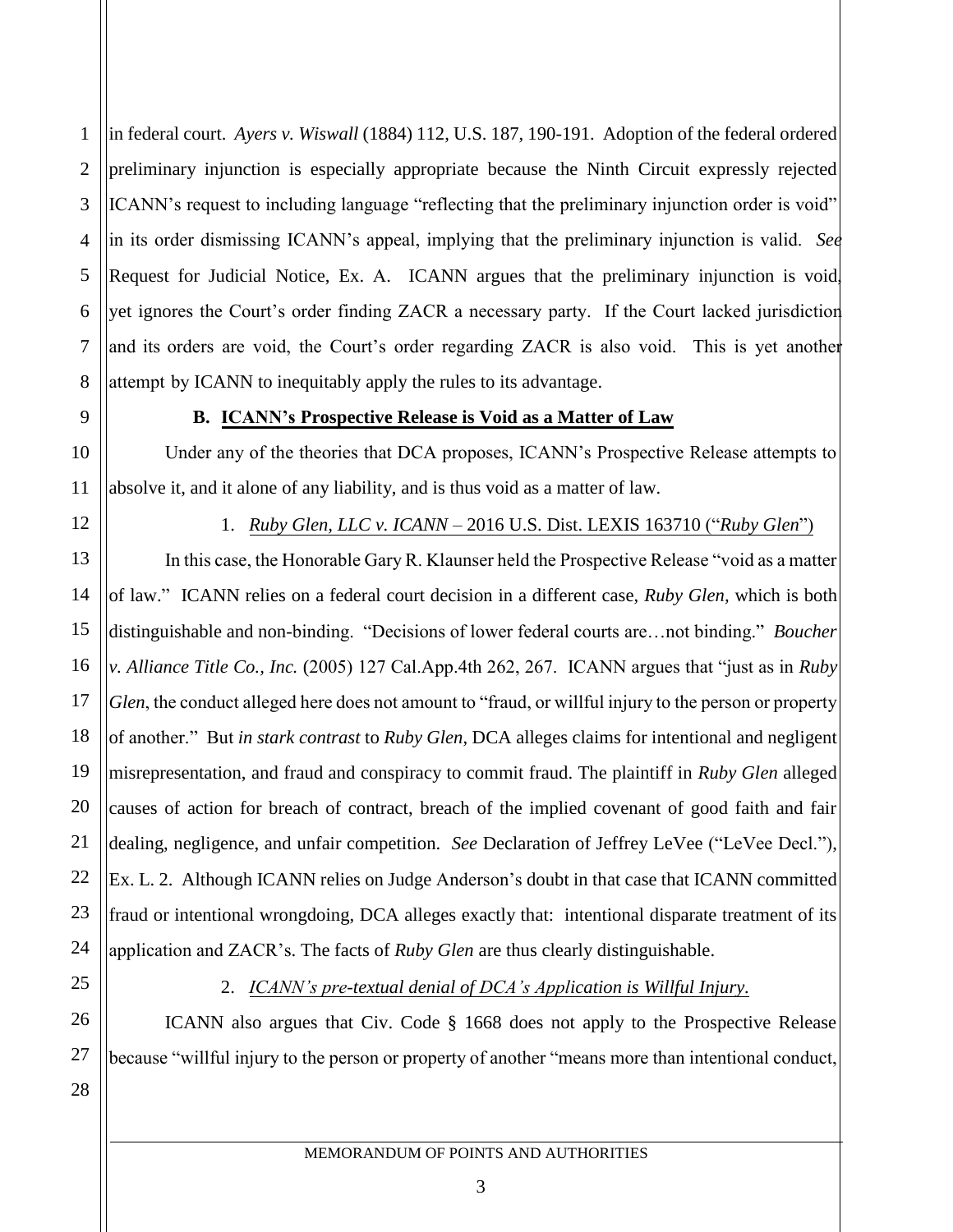in federal court. *Ayers v. Wiswall* (1884) 112, U.S. 187, 190-191. Adoption of the federal ordered preliminary injunction is especially appropriate because the Ninth Circuit expressly rejected ICANN's request to including language "reflecting that the preliminary injunction order is void" in its order dismissing ICANN's appeal, implying that the preliminary injunction is valid. *See* Request for Judicial Notice, Ex. A. ICANN argues that the preliminary injunction is void, yet ignores the Court's order finding ZACR a necessary party. If the Court lacked jurisdiction and its orders are void, the Court's order regarding ZACR is also void. This is yet another attempt by ICANN to inequitably apply the rules to its advantage.

### B. ICANN's Prospective Release is Void as a Matter of Law

Under any of the theories that DCA proposes, ICANN's Prospective Release attempts to absolve it, and it alone of any liability, and is thus void as a matter of law.

#### 1. *Ruby Glen, LLC v. ICANN* – 2016 U.S. Dist. LEXIS 163710 ("*Ruby Glen*")

In this case, the Honorable Gary R. Klaunser held the Prospective Release "void as a matter of law." ICANN relies on a federal court decision in a different case, *Ruby Glen,* which is both distinguishable and non-binding. "Decisions of lower federal courts are…not binding." *Boucher v. Alliance Title Co., Inc.* (2005) 127 Cal.App.4th 262, 267. ICANN argues that "just as in *Ruby Glen*, the conduct alleged here does not amount to "fraud, or willful injury to the person or property of another." But *in stark contrast* to *Ruby Glen*, DCA alleges claims for intentional and negligent misrepresentation, and fraud and conspiracy to commit fraud. The plaintiff in *Ruby Glen* alleged causes of action for breach of contract, breach of the implied covenant of good faith and fair dealing, negligence, and unfair competition. *See* Declaration of Jeffrey LeVee ("LeVee Decl."), Ex. L. 2. Although ICANN relies on Judge Anderson's doubt in that case that ICANN committed fraud or intentional wrongdoing, DCA alleges exactly that: intentional disparate treatment of its application and ZACR's. The facts of *Ruby Glen* are thus clearly distinguishable.

#### 2. *ICANN's pre-textual denial of DCA's Application is Willful Injury.*

ICANN also argues that Civ. Code § 1668 does not apply to the Prospective Release because "willful injury to the person or property of another "means more than intentional conduct,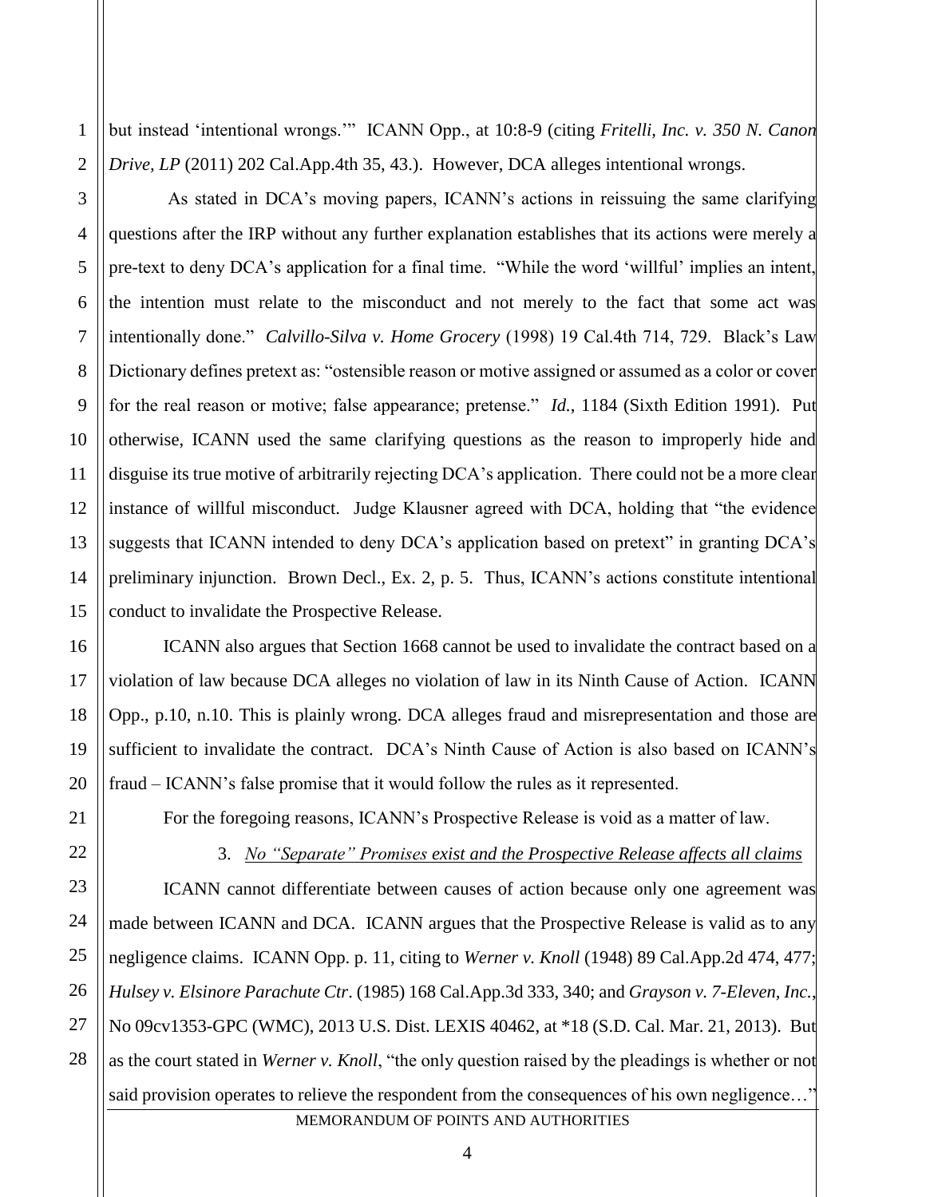but instead 'intentional wrongs.'" ICANN Opp., at 10:8-9 (citing *Fritelli, Inc. v. 350 N. Canon Drive, LP* (2011) 202 Cal.App.4th 35, 43.). However, DCA alleges intentional wrongs.

As stated in DCA's moving papers, ICANN's actions in reissuing the same clarifying questions after the IRP without any further explanation establishes that its actions were merely a pre-text to deny DCA's application for a final time. "While the word 'willful' implies an intent, the intention must relate to the misconduct and not merely to the fact that some act was intentionally done." *Calvillo-Silva v. Home Grocery* (1998) 19 Cal.4th 714, 729. Black's Law Dictionary defines pretext as: "ostensible reason or motive assigned or assumed as a color or cover for the real reason or motive; false appearance; pretense." *Id.*, 1184 (Sixth Edition 1991). Put otherwise, ICANN used the same clarifying questions as the reason to improperly hide and disguise its true motive of arbitrarily rejecting DCA's application. There could not be a more clear instance of willful misconduct. Judge Klausner agreed with DCA, holding that "the evidence suggests that ICANN intended to deny DCA's application based on pretext" in granting DCA's preliminary injunction. Brown Decl., Ex. 2, p. 5. Thus, ICANN's actions constitute intentional conduct to invalidate the Prospective Release.

ICANN also argues that Section 1668 cannot be used to invalidate the contract based on a violation of law because DCA alleges no violation of law in its Ninth Cause of Action. ICANN Opp., p.10, n.10. This is plainly wrong. DCA alleges fraud and misrepresentation and those are sufficient to invalidate the contract. DCA's Ninth Cause of Action is also based on ICANN's fraud – ICANN's false promise that it would follow the rules as it represented.

For the foregoing reasons, ICANN's Prospective Release is void as a matter of law.

3. *No "Separate" Promises exist and the Prospective Release affects all claims*

ICANN cannot differentiate between causes of action because only one agreement was made between ICANN and DCA. ICANN argues that the Prospective Release is valid as to any negligence claims. ICANN Opp. p. 11, citing to *Werner v. Knoll* (1948) 89 Cal.App.2d 474, 477; *Hulsey v. Elsinore Parachute Ctr*. (1985) 168 Cal.App.3d 333, 340; and *Grayson v. 7-Eleven, Inc.*, No 09cv1353-GPC (WMC), 2013 U.S. Dist. LEXIS 40462, at *18 (S.D. Cal. Mar. 21, 2013). But as the court stated in *Werner v. Knoll*, "the only question raised by the pleadings is whether or not said provision operates to relieve the respondent from the consequences of his own negligence…"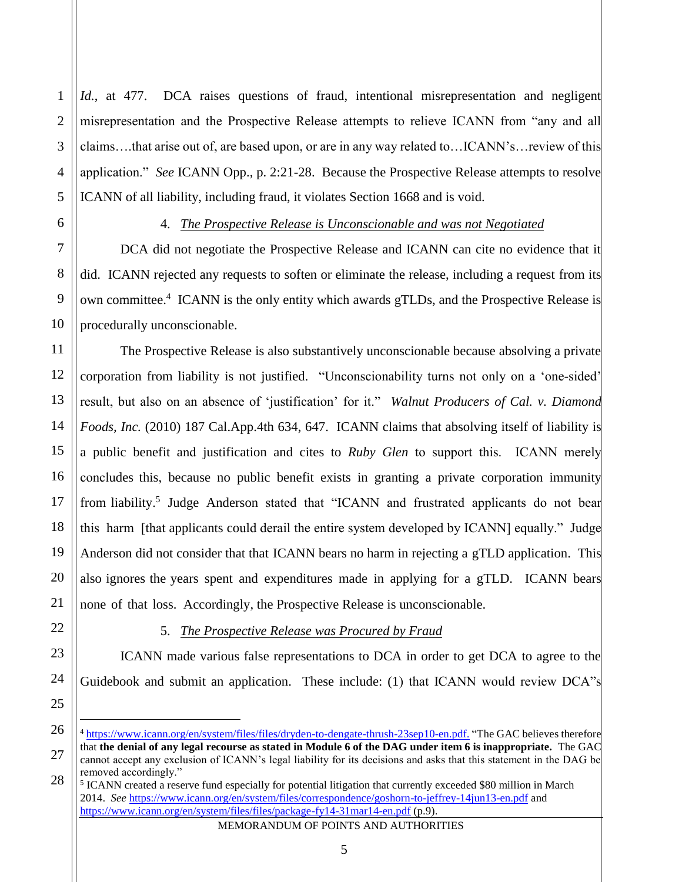*Id.*, at 477. DCA raises questions of fraud, intentional misrepresentation and negligent misrepresentation and the Prospective Release attempts to relieve ICANN from "any and all claims….that arise out of, are based upon, or are in any way related to…ICANN's…review of this application." *See* ICANN Opp., p. 2:21-28. Because the Prospective Release attempts to resolve ICANN of all liability, including fraud, it violates Section 1668 and is void.

4. *The Prospective Release is Unconscionable and was not Negotiated*

DCA did not negotiate the Prospective Release and ICANN can cite no evidence that it did. ICANN rejected any requests to soften or eliminate the release, including a request from its own committee.[4] ICANN is the only entity which awards gTLDs, and the Prospective Release is procedurally unconscionable.

The Prospective Release is also substantively unconscionable because absolving a private corporation from liability is not justified. "Unconscionability turns not only on a 'one-sided' result, but also on an absence of 'justification' for it." *Walnut Producers of Cal. v. Diamond Foods, Inc.* (2010) 187 Cal.App.4th 634, 647. ICANN claims that absolving itself of liability is a public benefit and justification and cites to *Ruby Glen* to support this. ICANN merely concludes this, because no public benefit exists in granting a private corporation immunity from liability.[5] Judge Anderson stated that "ICANN and frustrated applicants do not bear this harm [that applicants could derail the entire system developed by ICANN] equally." Judge Anderson did not consider that that ICANN bears no harm in rejecting a gTLD application. This also ignores the years spent and expenditures made in applying for a gTLD. ICANN bears none of that loss. Accordingly, the Prospective Release is unconscionable.

5. *The Prospective Release was Procured by Fraud*

ICANN made various false representations to DCA in order to get DCA to agree to the Guidebook and submit an application. These include: (1) that ICANN would review DCA"s

---

[4] https://www.icann.org/en/system/files/files/dryden-to-dengate-thrush-23sep10-en.pdf. "The GAC believes therefore that **the denial of any legal recourse as stated in Module 6 of the DAG under item 6 is inappropriate.** The GAC cannot accept any exclusion of ICANN's legal liability for its decisions and asks that this statement in the DAG be removed accordingly."

[5] ICANN created a reserve fund especially for potential litigation that currently exceeded $80 million in March 2014. *See* https://www.icann.org/en/system/files/correspondence/goshorn-to-jeffrey-14jun13-en.pdf and https://www.icann.org/en/system/files/files/package-fy14-31mar14-en.pdf (p.9).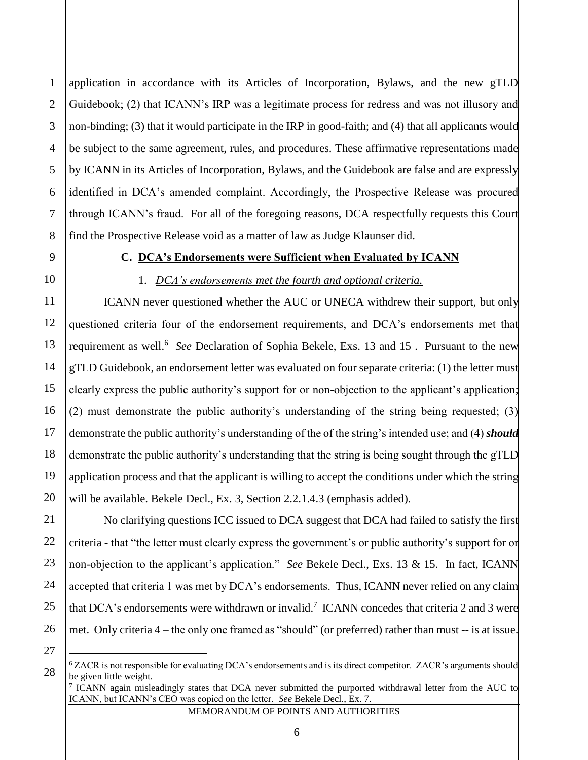application in accordance with its Articles of Incorporation, Bylaws, and the new gTLD Guidebook; (2) that ICANN's IRP was a legitimate process for redress and was not illusory and non-binding; (3) that it would participate in the IRP in good-faith; and (4) that all applicants would be subject to the same agreement, rules, and procedures. These affirmative representations made by ICANN in its Articles of Incorporation, Bylaws, and the Guidebook are false and are expressly identified in DCA's amended complaint. Accordingly, the Prospective Release was procured through ICANN's fraud. For all of the foregoing reasons, DCA respectfully requests this Court find the Prospective Release void as a matter of law as Judge Klaunser did.

**C. DCA's Endorsements were Sufficient when Evaluated by ICANN**

1. *DCA's endorsements met the fourth and optional criteria.*

ICANN never questioned whether the AUC or UNECA withdrew their support, but only questioned criteria four of the endorsement requirements, and DCA's endorsements met that requirement as well.[6] *See* Declaration of Sophia Bekele, Exs. 13 and 15 . Pursuant to the new gTLD Guidebook, an endorsement letter was evaluated on four separate criteria: (1) the letter must clearly express the public authority's support for or non-objection to the applicant's application; (2) must demonstrate the public authority's understanding of the string being requested; (3) demonstrate the public authority's understanding of the of the string's intended use; and (4) ***should*** demonstrate the public authority's understanding that the string is being sought through the gTLD application process and that the applicant is willing to accept the conditions under which the string will be available. Bekele Decl., Ex. 3, Section 2.2.1.4.3 (emphasis added).

No clarifying questions ICC issued to DCA suggest that DCA had failed to satisfy the first criteria - that "the letter must clearly express the government's or public authority's support for or non-objection to the applicant's application." *See* Bekele Decl., Exs. 13 & 15. In fact, ICANN accepted that criteria 1 was met by DCA's endorsements. Thus, ICANN never relied on any claim that DCA's endorsements were withdrawn or invalid.[7] ICANN concedes that criteria 2 and 3 were met. Only criteria 4 – the only one framed as "should" (or preferred) rather than must -- is at issue.

---

[6] ZACR is not responsible for evaluating DCA's endorsements and is its direct competitor. ZACR's arguments should be given little weight.

[7] ICANN again misleadingly states that DCA never submitted the purported withdrawal letter from the AUC to ICANN, but ICANN's CEO was copied on the letter. *See* Bekele Decl., Ex. 7.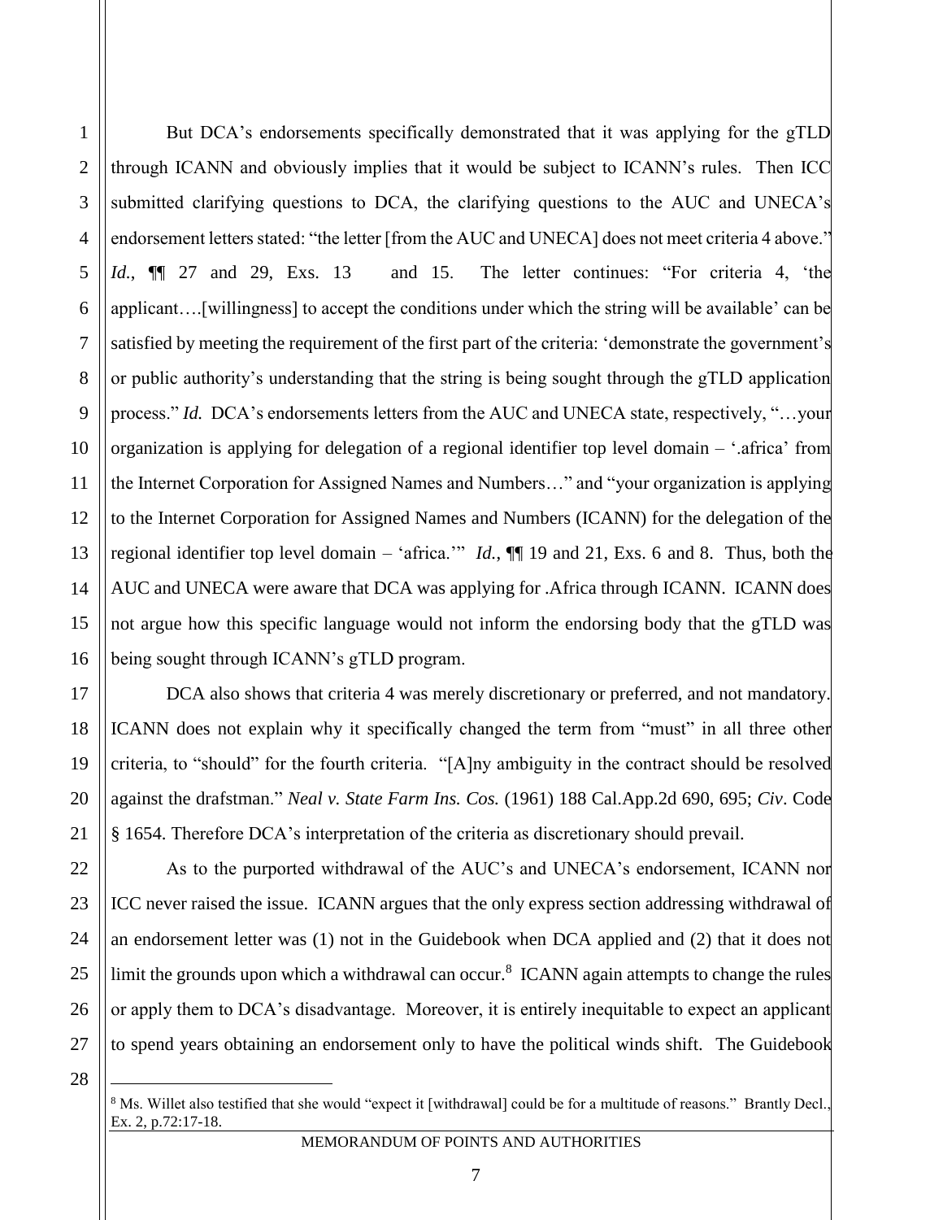But DCA's endorsements specifically demonstrated that it was applying for the gTLD through ICANN and obviously implies that it would be subject to ICANN's rules. Then ICC submitted clarifying questions to DCA, the clarifying questions to the AUC and UNECA's endorsement letters stated: "the letter [from the AUC and UNECA] does not meet criteria 4 above." *Id.*, ¶¶ 27 and 29, Exs. 13 and 15. The letter continues: "For criteria 4, 'the applicant….[willingness] to accept the conditions under which the string will be available' can be satisfied by meeting the requirement of the first part of the criteria: 'demonstrate the government's or public authority's understanding that the string is being sought through the gTLD application process." *Id.* DCA's endorsements letters from the AUC and UNECA state, respectively, "…your organization is applying for delegation of a regional identifier top level domain – '.africa' from the Internet Corporation for Assigned Names and Numbers…" and "your organization is applying to the Internet Corporation for Assigned Names and Numbers (ICANN) for the delegation of the regional identifier top level domain – 'africa.'" *Id.*, ¶¶ 19 and 21, Exs. 6 and 8. Thus, both the AUC and UNECA were aware that DCA was applying for .Africa through ICANN. ICANN does not argue how this specific language would not inform the endorsing body that the gTLD was being sought through ICANN's gTLD program.

DCA also shows that criteria 4 was merely discretionary or preferred, and not mandatory. ICANN does not explain why it specifically changed the term from "must" in all three other criteria, to "should" for the fourth criteria. "[A]ny ambiguity in the contract should be resolved against the drafstman." *Neal v. State Farm Ins. Cos.* (1961) 188 Cal.App.2d 690, 695; *Civ*. Code § 1654. Therefore DCA's interpretation of the criteria as discretionary should prevail.

As to the purported withdrawal of the AUC's and UNECA's endorsement, ICANN nor ICC never raised the issue. ICANN argues that the only express section addressing withdrawal of an endorsement letter was (1) not in the Guidebook when DCA applied and (2) that it does not limit the grounds upon which a withdrawal can occur.[8] ICANN again attempts to change the rules or apply them to DCA's disadvantage. Moreover, it is entirely inequitable to expect an applicant to spend years obtaining an endorsement only to have the political winds shift. The Guidebook

[8] Ms. Willet also testified that she would "expect it [withdrawal] could be for a multitude of reasons." Brantly Decl., Ex. 2, p.72:17-18.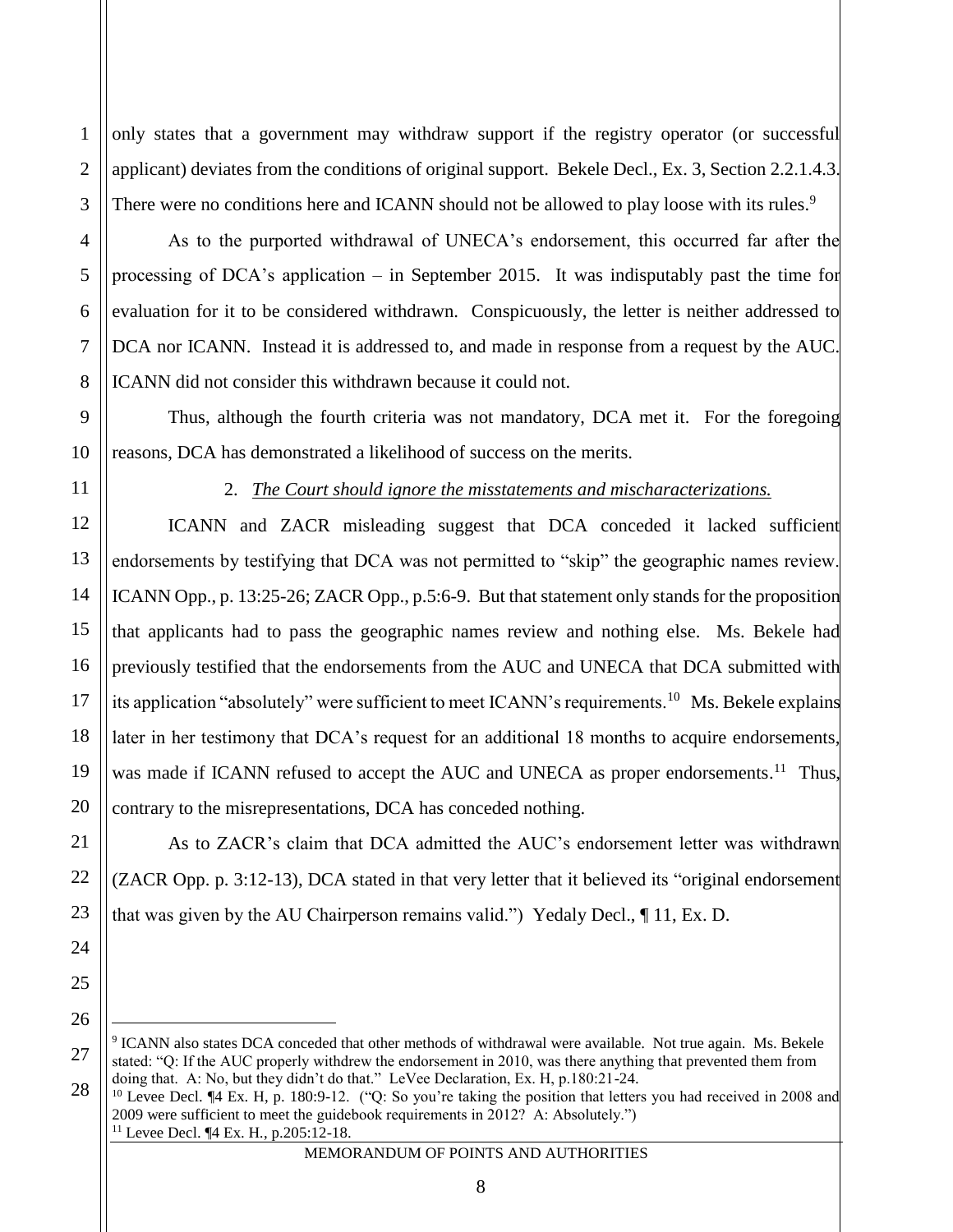only states that a government may withdraw support if the registry operator (or successful applicant) deviates from the conditions of original support. Bekele Decl., Ex. 3, Section 2.2.1.4.3. There were no conditions here and ICANN should not be allowed to play loose with its rules.[9]

As to the purported withdrawal of UNECA's endorsement, this occurred far after the processing of DCA's application – in September 2015. It was indisputably past the time for evaluation for it to be considered withdrawn. Conspicuously, the letter is neither addressed to DCA nor ICANN. Instead it is addressed to, and made in response from a request by the AUC. ICANN did not consider this withdrawn because it could not.

Thus, although the fourth criteria was not mandatory, DCA met it. For the foregoing reasons, DCA has demonstrated a likelihood of success on the merits.

2. *The Court should ignore the misstatements and mischaracterizations.*

ICANN and ZACR misleading suggest that DCA conceded it lacked sufficient endorsements by testifying that DCA was not permitted to "skip" the geographic names review. ICANN Opp., p. 13:25-26; ZACR Opp., p.5:6-9. But that statement only stands for the proposition that applicants had to pass the geographic names review and nothing else. Ms. Bekele had previously testified that the endorsements from the AUC and UNECA that DCA submitted with its application "absolutely" were sufficient to meet ICANN's requirements.[10] Ms. Bekele explains later in her testimony that DCA's request for an additional 18 months to acquire endorsements, was made if ICANN refused to accept the AUC and UNECA as proper endorsements.[11] Thus, contrary to the misrepresentations, DCA has conceded nothing.

As to ZACR's claim that DCA admitted the AUC's endorsement letter was withdrawn (ZACR Opp. p. 3:12-13), DCA stated in that very letter that it believed its "original endorsement that was given by the AU Chairperson remains valid.") Yedaly Decl., ¶ 11, Ex. D.

---

[9] ICANN also states DCA conceded that other methods of withdrawal were available. Not true again. Ms. Bekele stated: "Q: If the AUC properly withdrew the endorsement in 2010, was there anything that prevented them from doing that. A: No, but they didn't do that." LeVee Declaration, Ex. H, p.180:21-24.

[10] Levee Decl. ¶4 Ex. H, p. 180:9-12. ("Q: So you're taking the position that letters you had received in 2008 and 2009 were sufficient to meet the guidebook requirements in 2012? A: Absolutely.")

[11] Levee Decl. ¶4 Ex. H., p.205:12-18.

MEMORANDUM OF POINTS AND AUTHORITIES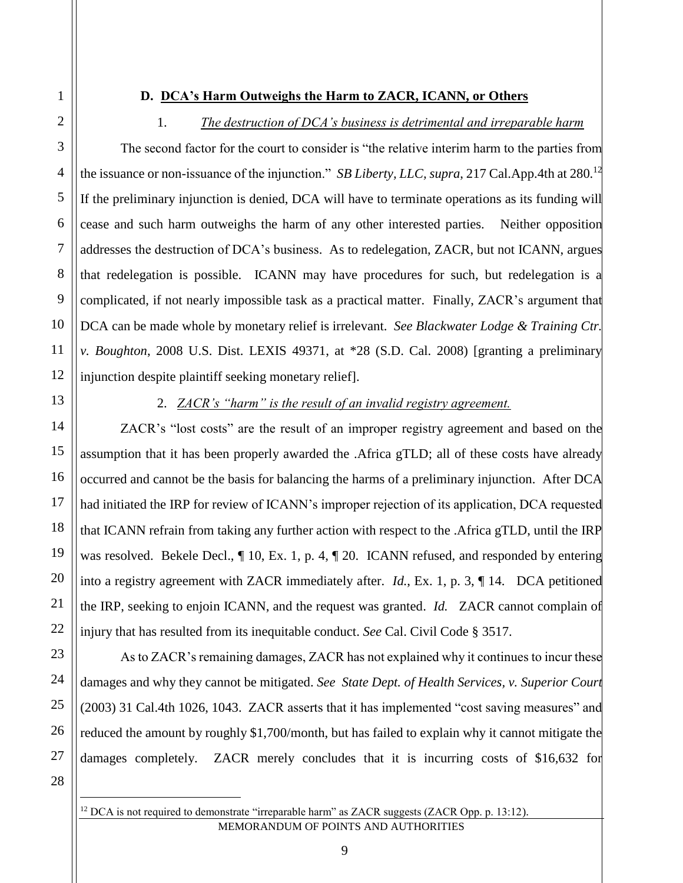### D. DCA's Harm Outweighs the Harm to ZACR, ICANN, or Others

1. *The destruction of DCA's business is detrimental and irreparable harm*

The second factor for the court to consider is "the relative interim harm to the parties from the issuance or non-issuance of the injunction." *SB Liberty, LLC, supra*, 217 Cal.App.4th at 280.[12] If the preliminary injunction is denied, DCA will have to terminate operations as its funding will cease and such harm outweighs the harm of any other interested parties. Neither opposition addresses the destruction of DCA's business. As to redelegation, ZACR, but not ICANN, argues that redelegation is possible. ICANN may have procedures for such, but redelegation is a complicated, if not nearly impossible task as a practical matter. Finally, ZACR's argument that DCA can be made whole by monetary relief is irrelevant. *See Blackwater Lodge & Training Ctr. v. Boughton*, 2008 U.S. Dist. LEXIS 49371, at *28 (S.D. Cal. 2008) [granting a preliminary injunction despite plaintiff seeking monetary relief].

2. *ZACR's "harm" is the result of an invalid registry agreement.*

ZACR's "lost costs" are the result of an improper registry agreement and based on the assumption that it has been properly awarded the .Africa gTLD; all of these costs have already occurred and cannot be the basis for balancing the harms of a preliminary injunction. After DCA had initiated the IRP for review of ICANN's improper rejection of its application, DCA requested that ICANN refrain from taking any further action with respect to the .Africa gTLD, until the IRP was resolved. Bekele Decl., ¶ 10, Ex. 1, p. 4, ¶ 20. ICANN refused, and responded by entering into a registry agreement with ZACR immediately after. *Id.*, Ex. 1, p. 3, ¶ 14. DCA petitioned the IRP, seeking to enjoin ICANN, and the request was granted. *Id.* ZACR cannot complain of injury that has resulted from its inequitable conduct. *See* Cal. Civil Code § 3517.

As to ZACR's remaining damages, ZACR has not explained why it continues to incur these damages and why they cannot be mitigated. *See State Dept. of Health Services, v. Superior Court* (2003) 31 Cal.4th 1026, 1043. ZACR asserts that it has implemented "cost saving measures" and reduced the amount by roughly $1,700/month, but has failed to explain why it cannot mitigate the damages completely. ZACR merely concludes that it is incurring costs of $16,632 for

---

[12] DCA is not required to demonstrate "irreparable harm" as ZACR suggests (ZACR Opp. p. 13:12).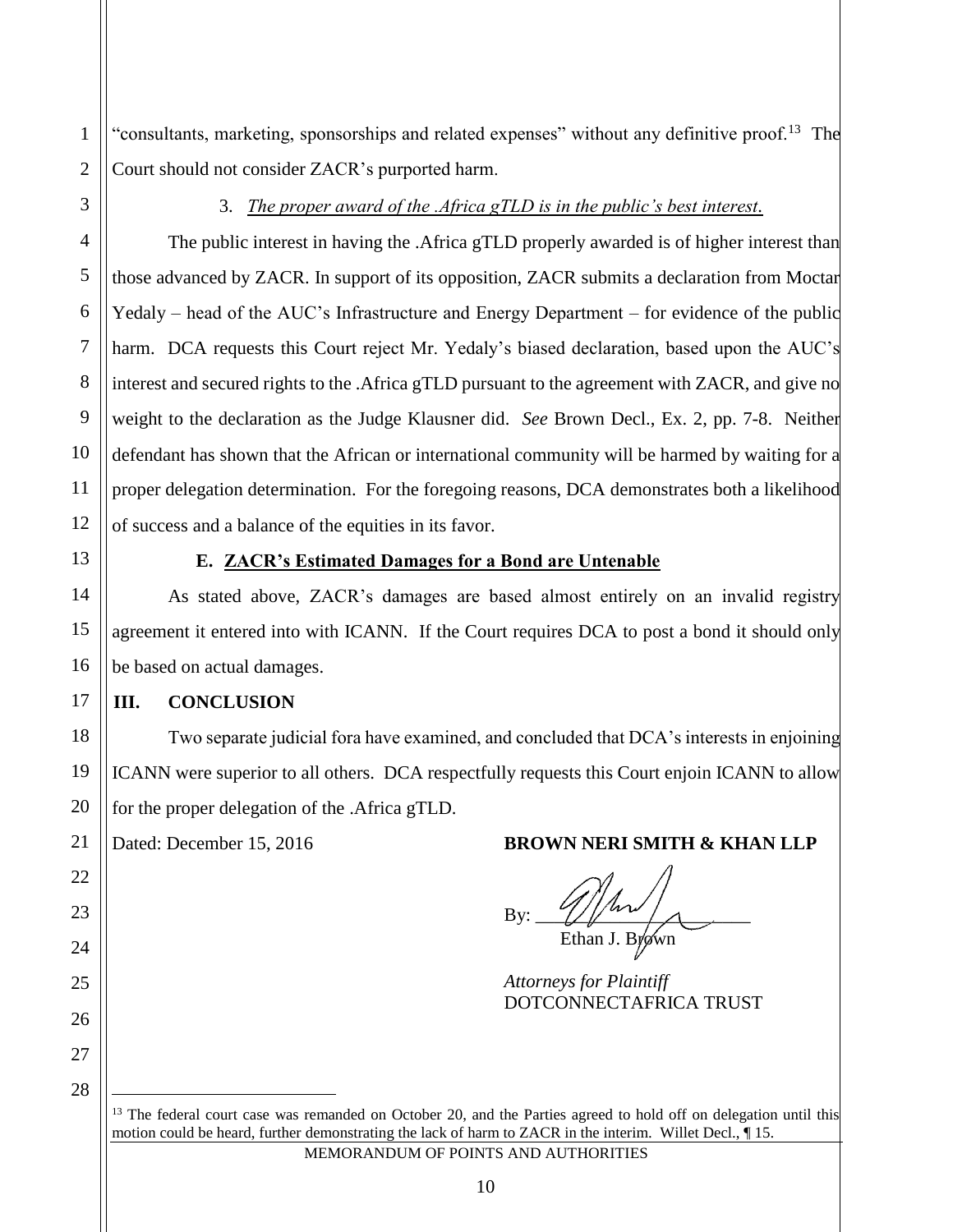"consultants, marketing, sponsorships and related expenses" without any definitive proof.[13] The Court should not consider ZACR's purported harm.

3. *The proper award of the .Africa gTLD is in the public's best interest.*

The public interest in having the .Africa gTLD properly awarded is of higher interest than those advanced by ZACR. In support of its opposition, ZACR submits a declaration from Moctar Yedaly – head of the AUC's Infrastructure and Energy Department – for evidence of the public harm. DCA requests this Court reject Mr. Yedaly's biased declaration, based upon the AUC's interest and secured rights to the .Africa gTLD pursuant to the agreement with ZACR, and give no weight to the declaration as the Judge Klausner did. *See* Brown Decl., Ex. 2, pp. 7-8. Neither defendant has shown that the African or international community will be harmed by waiting for a proper delegation determination. For the foregoing reasons, DCA demonstrates both a likelihood of success and a balance of the equities in its favor.

**E. ZACR's Estimated Damages for a Bond are Untenable**

As stated above, ZACR's damages are based almost entirely on an invalid registry agreement it entered into with ICANN. If the Court requires DCA to post a bond it should only be based on actual damages.

## III. CONCLUSION

Two separate judicial fora have examined, and concluded that DCA's interests in enjoining ICANN were superior to all others. DCA respectfully requests this Court enjoin ICANN to allow for the proper delegation of the .Africa gTLD.

Dated: December 15, 2016

**BROWN NERI SMITH & KHAN LLP**

By: ______________________
Ethan J. Brown

*Attorneys for Plaintiff*
DOTCONNECTAFRICA TRUST

---

[13] The federal court case was remanded on October 20, and the Parties agreed to hold off on delegation until this motion could be heard, further demonstrating the lack of harm to ZACR in the interim. Willet Decl., ¶ 15.

MEMORANDUM OF POINTS AND AUTHORITIES